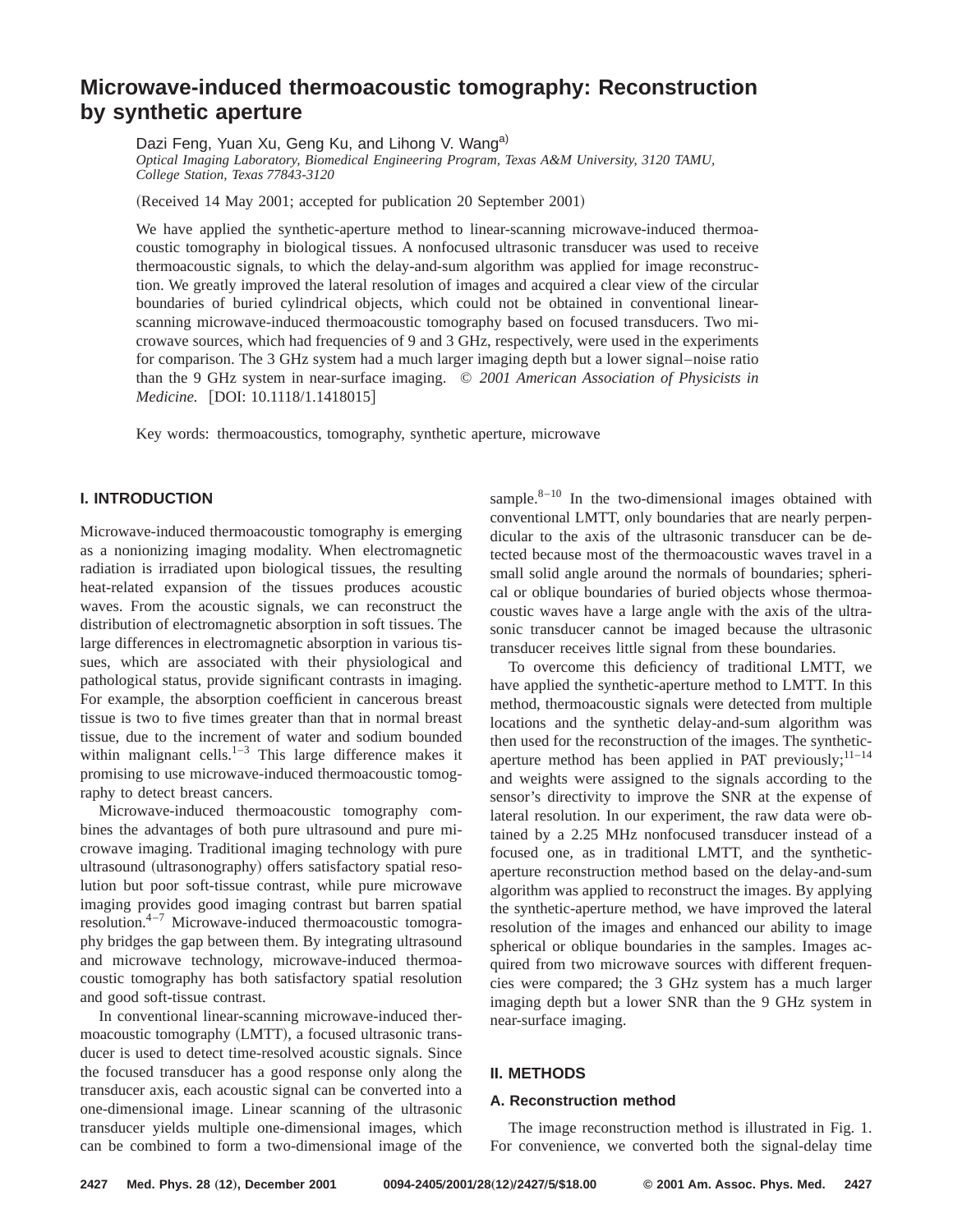# Microwave-induced thermoacoustic tomography: Reconstruction by synthetic aperture

Dazi Feng, Yuan Xu, Geng Ku, and Lihong V. Wang[a)]

*Optical Imaging Laboratory, Biomedical Engineering Program, Texas A&M University, 3120 TAMU, College Station, Texas 77843-3120*

(Received 14 May 2001; accepted for publication 20 September 2001)

We have applied the synthetic-aperture method to linear-scanning microwave-induced thermoacoustic tomography in biological tissues. A nonfocused ultrasonic transducer was used to receive thermoacoustic signals, to which the delay-and-sum algorithm was applied for image reconstruction. We greatly improved the lateral resolution of images and acquired a clear view of the circular boundaries of buried cylindrical objects, which could not be obtained in conventional linear-scanning microwave-induced thermoacoustic tomography based on focused transducers. Two microwave sources, which had frequencies of 9 and 3 GHz, respectively, were used in the experiments for comparison. The 3 GHz system had a much larger imaging depth but a lower signal–noise ratio than the 9 GHz system in near-surface imaging. *© 2001 American Association of Physicists in Medicine.* [DOI: 10.1118/1.1418015]

Key words: thermoacoustics, tomography, synthetic aperture, microwave

## I. INTRODUCTION

Microwave-induced thermoacoustic tomography is emerging as a nonionizing imaging modality. When electromagnetic radiation is irradiated upon biological tissues, the resulting heat-related expansion of the tissues produces acoustic waves. From the acoustic signals, we can reconstruct the distribution of electromagnetic absorption in soft tissues. The large differences in electromagnetic absorption in various tissues, which are associated with their physiological and pathological status, provide significant contrasts in imaging. For example, the absorption coefficient in cancerous breast tissue is two to five times greater than that in normal breast tissue, due to the increment of water and sodium bounded within malignant cells.[1–3] This large difference makes it promising to use microwave-induced thermoacoustic tomography to detect breast cancers.

Microwave-induced thermoacoustic tomography combines the advantages of both pure ultrasound and pure microwave imaging. Traditional imaging technology with pure ultrasound (ultrasonography) offers satisfactory spatial resolution but poor soft-tissue contrast, while pure microwave imaging provides good imaging contrast but barren spatial resolution.[4–7] Microwave-induced thermoacoustic tomography bridges the gap between them. By integrating ultrasound and microwave technology, microwave-induced thermoacoustic tomography has both satisfactory spatial resolution and good soft-tissue contrast.

In conventional linear-scanning microwave-induced thermoacoustic tomography (LMTT), a focused ultrasonic transducer is used to detect time-resolved acoustic signals. Since the focused transducer has a good response only along the transducer axis, each acoustic signal can be converted into a one-dimensional image. Linear scanning of the ultrasonic transducer yields multiple one-dimensional images, which can be combined to form a two-dimensional image of the sample.[8–10] In the two-dimensional images obtained with conventional LMTT, only boundaries that are nearly perpendicular to the axis of the ultrasonic transducer can be detected because most of the thermoacoustic waves travel in a small solid angle around the normals of boundaries; spherical or oblique boundaries of buried objects whose thermoacoustic waves have a large angle with the axis of the ultrasonic transducer cannot be imaged because the ultrasonic transducer receives little signal from these boundaries.

To overcome this deficiency of traditional LMTT, we have applied the synthetic-aperture method to LMTT. In this method, thermoacoustic signals were detected from multiple locations and the synthetic delay-and-sum algorithm was then used for the reconstruction of the images. The synthetic-aperture method has been applied in PAT previously;[11–14] and weights were assigned to the signals according to the sensor's directivity to improve the SNR at the expense of lateral resolution. In our experiment, the raw data were obtained by a 2.25 MHz nonfocused transducer instead of a focused one, as in traditional LMTT, and the synthetic-aperture reconstruction method based on the delay-and-sum algorithm was applied to reconstruct the images. By applying the synthetic-aperture method, we have improved the lateral resolution of the images and enhanced our ability to image spherical or oblique boundaries in the samples. Images acquired from two microwave sources with different frequencies were compared; the 3 GHz system has a much larger imaging depth but a lower SNR than the 9 GHz system in near-surface imaging.

## II. METHODS

### A. Reconstruction method

The image reconstruction method is illustrated in Fig. 1. For convenience, we converted both the signal-delay time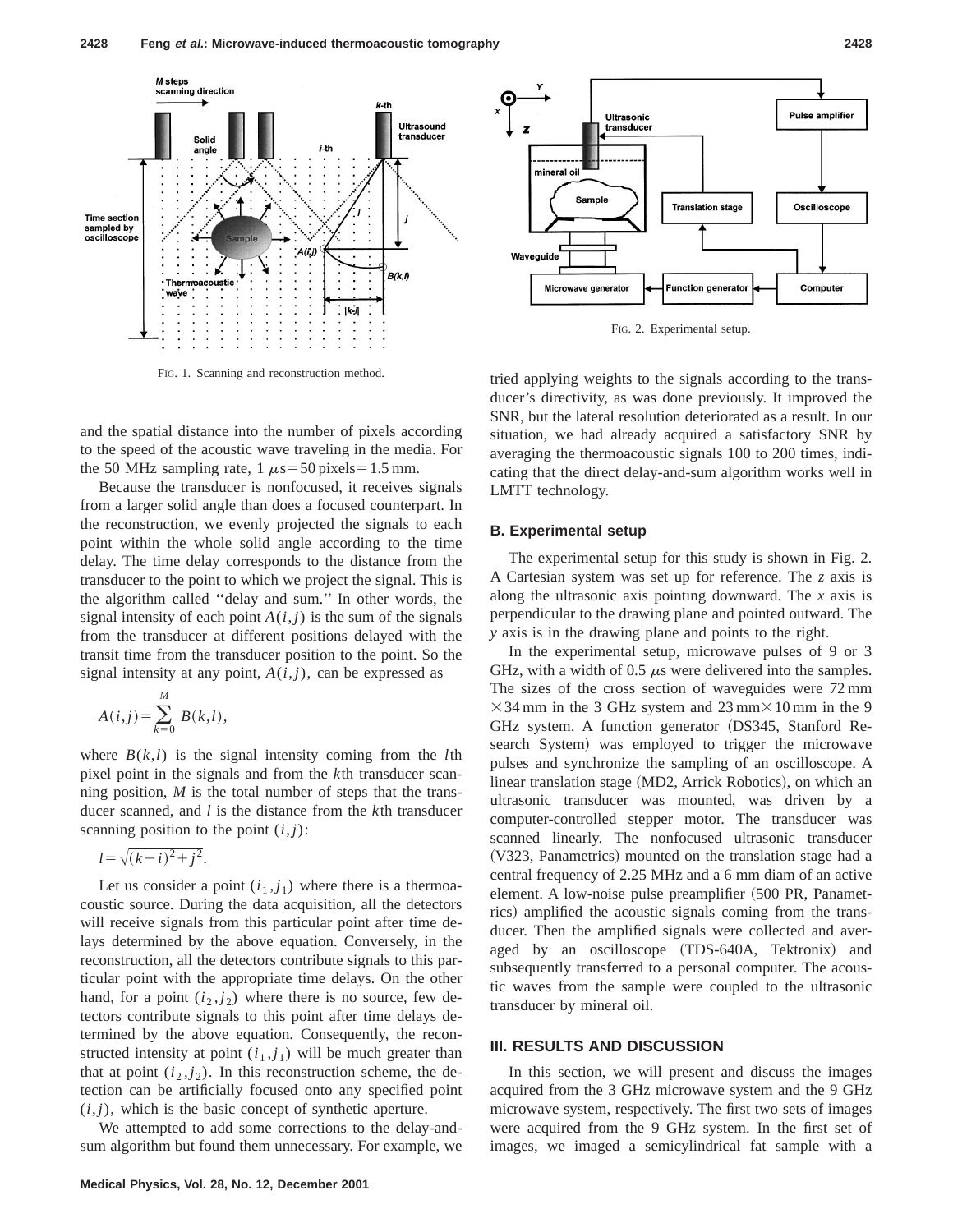FIG. 1. Scanning and reconstruction method.

and the spatial distance into the number of pixels according to the speed of the acoustic wave traveling in the media. For the 50 MHz sampling rate, 1 $\mu$s=50 pixels=1.5 mm.

Because the transducer is nonfocused, it receives signals from a larger solid angle than does a focused counterpart. In the reconstruction, we evenly projected the signals to each point within the whole solid angle according to the time delay. The time delay corresponds to the distance from the transducer to the point to which we project the signal. This is the algorithm called ''delay and sum.'' In other words, the signal intensity of each point $A(i,j)$ is the sum of the signals from the transducer at different positions delayed with the transit time from the transducer position to the point. So the signal intensity at any point, $A(i,j)$, can be expressed as

$$A(i,j)=\sum_{k=0}^{M} B(k,l),$$

where $B(k,l)$ is the signal intensity coming from the $l$th pixel point in the signals and from the $k$th transducer scanning position, $M$ is the total number of steps that the transducer scanned, and $l$ is the distance from the $k$th transducer scanning position to the point $(i,j)$:

$$l=\sqrt{(k-i)^2+j^2}.$$

Let us consider a point $(i_1,j_1)$ where there is a thermoacoustic source. During the data acquisition, all the detectors will receive signals from this particular point after time delays determined by the above equation. Conversely, in the reconstruction, all the detectors contribute signals to this particular point with the appropriate time delays. On the other hand, for a point $(i_2,j_2)$ where there is no source, few detectors contribute signals to this point after time delays determined by the above equation. Consequently, the reconstructed intensity at point $(i_1,j_1)$ will be much greater than that at point $(i_2,j_2)$. In this reconstruction scheme, the detection can be artificially focused onto any specified point $(i,j)$, which is the basic concept of synthetic aperture.

We attempted to add some corrections to the delay-and-sum algorithm but found them unnecessary. For example, we tried applying weights to the signals according to the transducer's directivity, as was done previously. It improved the SNR, but the lateral resolution deteriorated as a result. In our situation, we had already acquired a satisfactory SNR by averaging the thermoacoustic signals 100 to 200 times, indicating that the direct delay-and-sum algorithm works well in LMTT technology.

FIG. 2. Experimental setup.

### B. Experimental setup

The experimental setup for this study is shown in Fig. 2. A Cartesian system was set up for reference. The $z$ axis is along the ultrasonic axis pointing downward. The $x$ axis is perpendicular to the drawing plane and pointed outward. The $y$ axis is in the drawing plane and points to the right.

In the experimental setup, microwave pulses of 9 or 3 GHz, with a width of 0.5 $\mu$s were delivered into the samples. The sizes of the cross section of waveguides were 72 mm $\times$34 mm in the 3 GHz system and 23 mm$\times$10 mm in the 9 GHz system. A function generator (DS345, Stanford Research System) was employed to trigger the microwave pulses and synchronize the sampling of an oscilloscope. A linear translation stage (MD2, Arrick Robotics), on which an ultrasonic transducer was mounted, was driven by a computer-controlled stepper motor. The transducer was scanned linearly. The nonfocused ultrasonic transducer (V323, Panametrics) mounted on the translation stage had a central frequency of 2.25 MHz and a 6 mm diam of an active element. A low-noise pulse preamplifier (500 PR, Panametrics) amplified the acoustic signals coming from the transducer. Then the amplified signals were collected and averaged by an oscilloscope (TDS-640A, Tektronix) and subsequently transferred to a personal computer. The acoustic waves from the sample were coupled to the ultrasonic transducer by mineral oil.

## III. RESULTS AND DISCUSSION

In this section, we will present and discuss the images acquired from the 3 GHz microwave system and the 9 GHz microwave system, respectively. The first two sets of images were acquired from the 9 GHz system. In the first set of images, we imaged a semicylindrical fat sample with a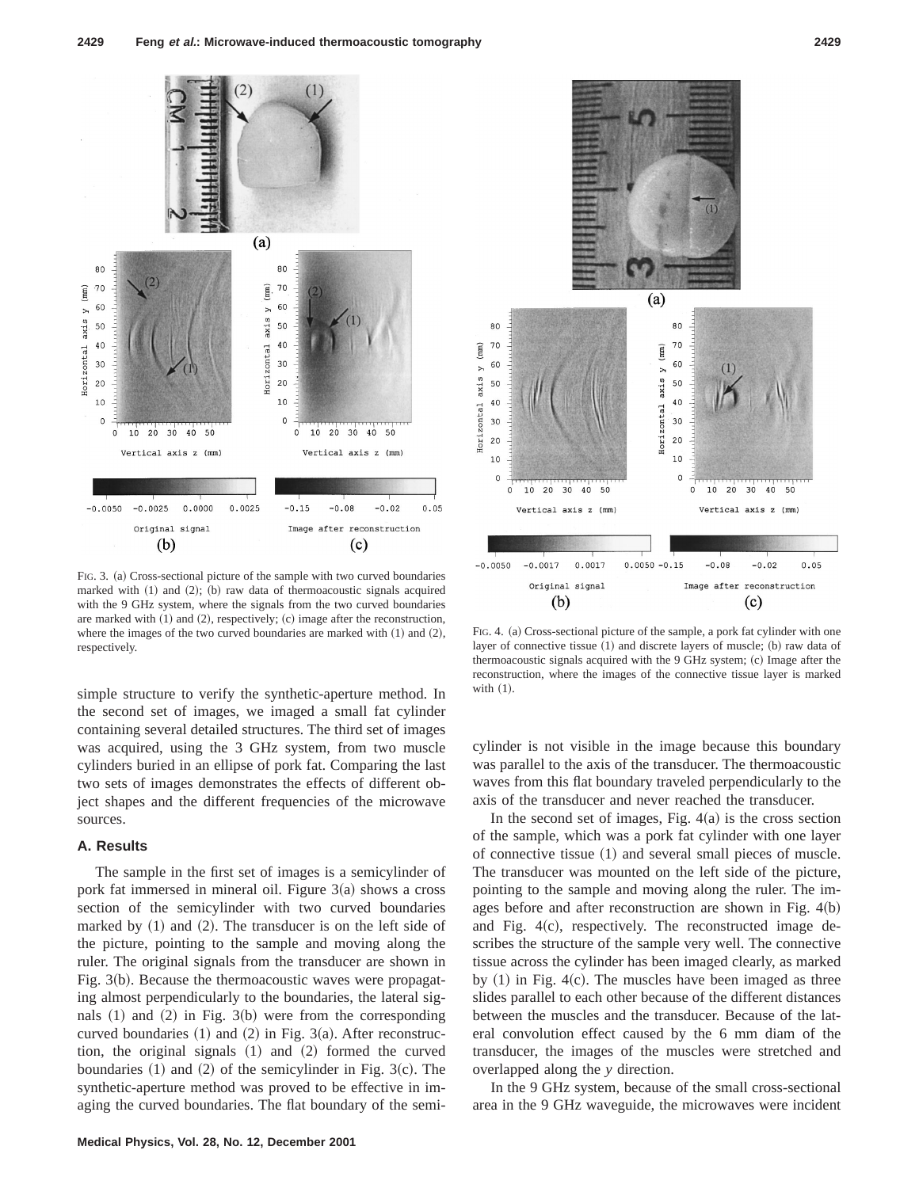FIG. 3. (a) Cross-sectional picture of the sample with two curved boundaries marked with (1) and (2); (b) raw data of thermoacoustic signals acquired with the 9 GHz system, where the signals from the two curved boundaries are marked with (1) and (2), respectively; (c) image after the reconstruction, where the images of the two curved boundaries are marked with (1) and (2), respectively.

FIG. 4. (a) Cross-sectional picture of the sample, a pork fat cylinder with one layer of connective tissue (1) and discrete layers of muscle; (b) raw data of thermoacoustic signals acquired with the 9 GHz system; (c) Image after the reconstruction, where the images of the connective tissue layer is marked with (1).

simple structure to verify the synthetic-aperture method. In the second set of images, we imaged a small fat cylinder containing several detailed structures. The third set of images was acquired, using the 3 GHz system, from two muscle cylinders buried in an ellipse of pork fat. Comparing the last two sets of images demonstrates the effects of different object shapes and the different frequencies of the microwave sources.

### A. Results

The sample in the first set of images is a semicylinder of pork fat immersed in mineral oil. Figure 3(a) shows a cross section of the semicylinder with two curved boundaries marked by (1) and (2). The transducer is on the left side of the picture, pointing to the sample and moving along the ruler. The original signals from the transducer are shown in Fig. 3(b). Because the thermoacoustic waves were propagating almost perpendicularly to the boundaries, the lateral signals (1) and (2) in Fig. 3(b) were from the corresponding curved boundaries (1) and (2) in Fig. 3(a). After reconstruction, the original signals (1) and (2) formed the curved boundaries (1) and (2) of the semicylinder in Fig. 3(c). The synthetic-aperture method was proved to be effective in imaging the curved boundaries. The flat boundary of the semicylinder is not visible in the image because this boundary was parallel to the axis of the transducer. The thermoacoustic waves from this flat boundary traveled perpendicularly to the axis of the transducer and never reached the transducer.

In the second set of images, Fig. 4(a) is the cross section of the sample, which was a pork fat cylinder with one layer of connective tissue (1) and several small pieces of muscle. The transducer was mounted on the left side of the picture, pointing to the sample and moving along the ruler. The images before and after reconstruction are shown in Fig. 4(b) and Fig. 4(c), respectively. The reconstructed image describes the structure of the sample very well. The connective tissue across the cylinder has been imaged clearly, as marked by (1) in Fig. 4(c). The muscles have been imaged as three slides parallel to each other because of the different distances between the muscles and the transducer. Because of the lateral convolution effect caused by the 6 mm diam of the transducer, the images of the muscles were stretched and overlapped along the $y$ direction.

In the 9 GHz system, because of the small cross-sectional area in the 9 GHz waveguide, the microwaves were incident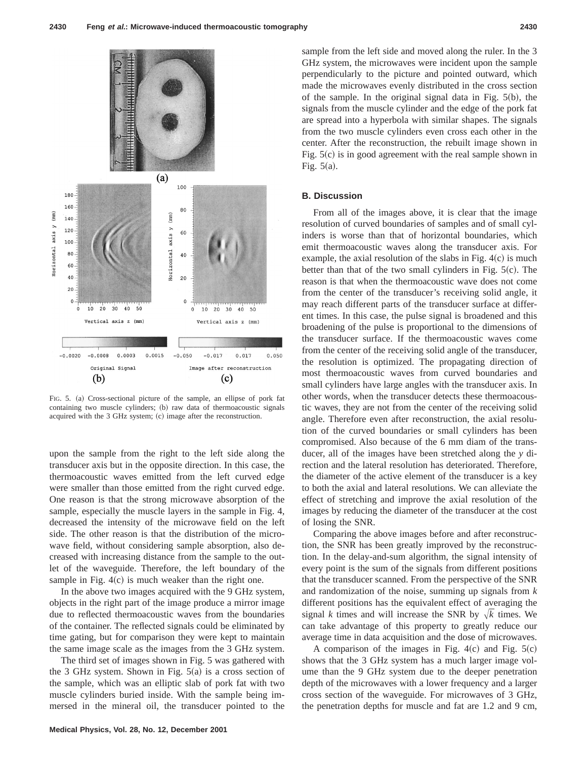FIG. 5. (a) Cross-sectional picture of the sample, an ellipse of pork fat containing two muscle cylinders; (b) raw data of thermoacoustic signals acquired with the 3 GHz system; (c) image after the reconstruction.

upon the sample from the right to the left side along the transducer axis but in the opposite direction. In this case, the thermoacoustic waves emitted from the left curved edge were smaller than those emitted from the right curved edge. One reason is that the strong microwave absorption of the sample, especially the muscle layers in the sample in Fig. 4, decreased the intensity of the microwave field on the left side. The other reason is that the distribution of the microwave field, without considering sample absorption, also decreased with increasing distance from the sample to the outlet of the waveguide. Therefore, the left boundary of the sample in Fig. 4(c) is much weaker than the right one.

In the above two images acquired with the 9 GHz system, objects in the right part of the image produce a mirror image due to reflected thermoacoustic waves from the boundaries of the container. The reflected signals could be eliminated by time gating, but for comparison they were kept to maintain the same image scale as the images from the 3 GHz system.

The third set of images shown in Fig. 5 was gathered with the 3 GHz system. Shown in Fig. 5(a) is a cross section of the sample, which was an elliptic slab of pork fat with two muscle cylinders buried inside. With the sample being immersed in the mineral oil, the transducer pointed to the sample from the left side and moved along the ruler. In the 3 GHz system, the microwaves were incident upon the sample perpendicularly to the picture and pointed outward, which made the microwaves evenly distributed in the cross section of the sample. In the original signal data in Fig. 5(b), the signals from the muscle cylinder and the edge of the pork fat are spread into a hyperbola with similar shapes. The signals from the two muscle cylinders even cross each other in the center. After the reconstruction, the rebuilt image shown in Fig. 5(c) is in good agreement with the real sample shown in Fig. 5(a).

### B. Discussion

From all of the images above, it is clear that the image resolution of curved boundaries of samples and of small cylinders is worse than that of horizontal boundaries, which emit thermoacoustic waves along the transducer axis. For example, the axial resolution of the slabs in Fig. 4(c) is much better than that of the two small cylinders in Fig. 5(c). The reason is that when the thermoacoustic wave does not come from the center of the transducer's receiving solid angle, it may reach different parts of the transducer surface at different times. In this case, the pulse signal is broadened and this broadening of the pulse is proportional to the dimensions of the transducer surface. If the thermoacoustic waves come from the center of the receiving solid angle of the transducer, the resolution is optimized. The propagating direction of most thermoacoustic waves from curved boundaries and small cylinders have large angles with the transducer axis. In other words, when the transducer detects these thermoacoustic waves, they are not from the center of the receiving solid angle. Therefore even after reconstruction, the axial resolution of the curved boundaries or small cylinders has been compromised. Also because of the 6 mm diam of the transducer, all of the images have been stretched along the $y$ direction and the lateral resolution has deteriorated. Therefore, the diameter of the active element of the transducer is a key to both the axial and lateral resolutions. We can alleviate the effect of stretching and improve the axial resolution of the images by reducing the diameter of the transducer at the cost of losing the SNR.

Comparing the above images before and after reconstruction, the SNR has been greatly improved by the reconstruction. In the delay-and-sum algorithm, the signal intensity of every point is the sum of the signals from different positions that the transducer scanned. From the perspective of the SNR and randomization of the noise, summing up signals from $k$ different positions has the equivalent effect of averaging the signal $k$ times and will increase the SNR by $\sqrt{k}$ times. We can take advantage of this property to greatly reduce our average time in data acquisition and the dose of microwaves.

A comparison of the images in Fig. 4(c) and Fig. 5(c) shows that the 3 GHz system has a much larger image volume than the 9 GHz system due to the deeper penetration depth of the microwaves with a lower frequency and a larger cross section of the waveguide. For microwaves of 3 GHz, the penetration depths for muscle and fat are 1.2 and 9 cm,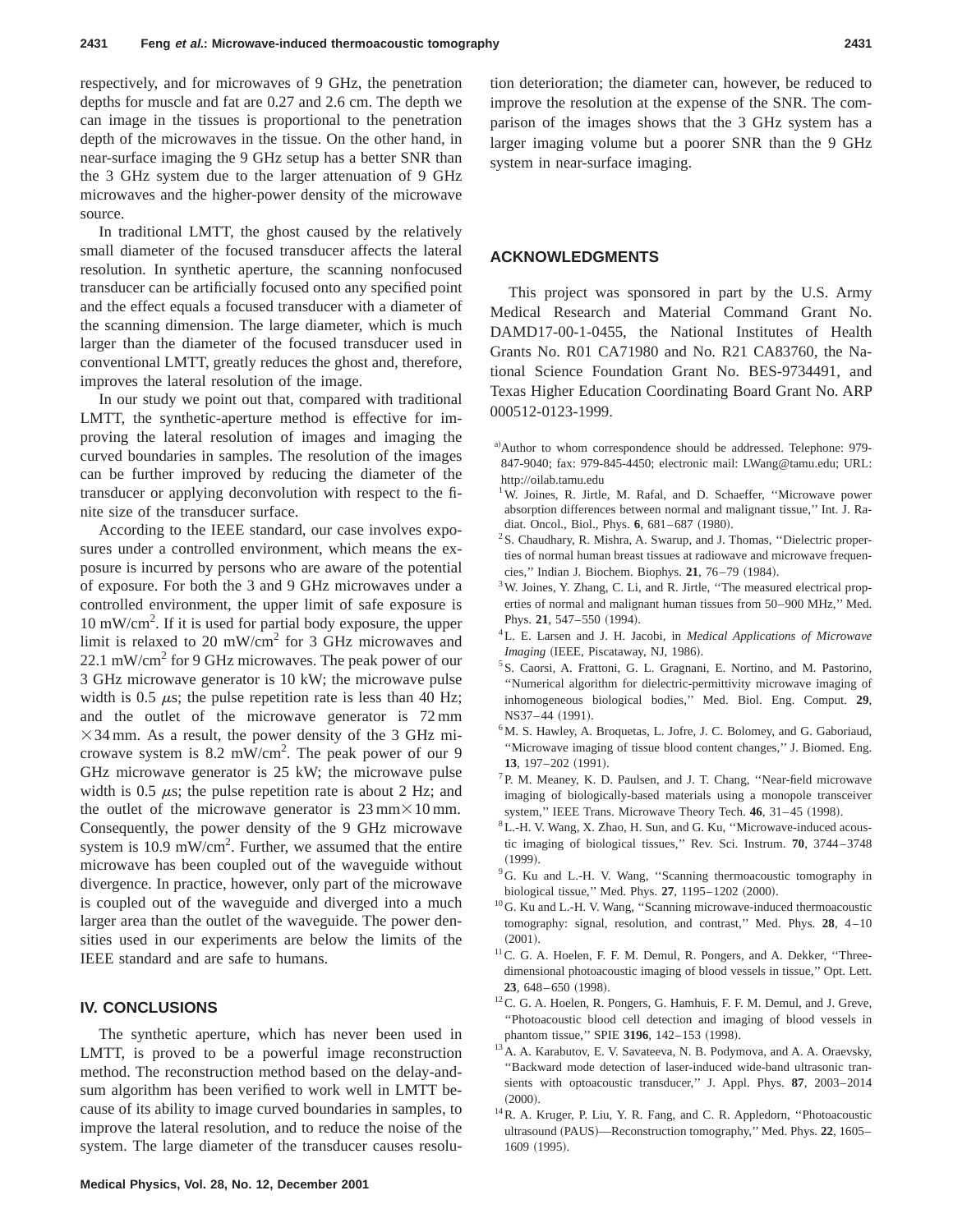respectively, and for microwaves of 9 GHz, the penetration depths for muscle and fat are 0.27 and 2.6 cm. The depth we can image in the tissues is proportional to the penetration depth of the microwaves in the tissue. On the other hand, in near-surface imaging the 9 GHz setup has a better SNR than the 3 GHz system due to the larger attenuation of 9 GHz microwaves and the higher-power density of the microwave source.

In traditional LMTT, the ghost caused by the relatively small diameter of the focused transducer affects the lateral resolution. In synthetic aperture, the scanning nonfocused transducer can be artificially focused onto any specified point and the effect equals a focused transducer with a diameter of the scanning dimension. The large diameter, which is much larger than the diameter of the focused transducer used in conventional LMTT, greatly reduces the ghost and, therefore, improves the lateral resolution of the image.

In our study we point out that, compared with traditional LMTT, the synthetic-aperture method is effective for improving the lateral resolution of images and imaging the curved boundaries in samples. The resolution of the images can be further improved by reducing the diameter of the transducer or applying deconvolution with respect to the finite size of the transducer surface.

According to the IEEE standard, our case involves exposures under a controlled environment, which means the exposure is incurred by persons who are aware of the potential of exposure. For both the 3 and 9 GHz microwaves under a controlled environment, the upper limit of safe exposure is 10 $mW/cm^2$. If it is used for partial body exposure, the upper limit is relaxed to 20 $mW/cm^2$ for 3 GHz microwaves and 22.1 $mW/cm^2$ for 9 GHz microwaves. The peak power of our 3 GHz microwave generator is 10 kW; the microwave pulse width is 0.5 $\mu s$; the pulse repetition rate is less than 40 Hz; and the outlet of the microwave generator is 72 mm $\times$ 34 mm. As a result, the power density of the 3 GHz microwave system is 8.2 $mW/cm^2$. The peak power of our 9 GHz microwave generator is 25 kW; the microwave pulse width is 0.5 $\mu s$; the pulse repetition rate is about 2 Hz; and the outlet of the microwave generator is 23 mm $\times$ 10 mm. Consequently, the power density of the 9 GHz microwave system is 10.9 $mW/cm^2$. Further, we assumed that the entire microwave has been coupled out of the waveguide without divergence. In practice, however, only part of the microwave is coupled out of the waveguide and diverged into a much larger area than the outlet of the waveguide. The power densities used in our experiments are below the limits of the IEEE standard and are safe to humans.

## IV. CONCLUSIONS

The synthetic aperture, which has never been used in LMTT, is proved to be a powerful image reconstruction method. The reconstruction method based on the delay-and-sum algorithm has been verified to work well in LMTT because of its ability to image curved boundaries in samples, to improve the lateral resolution, and to reduce the noise of the system. The large diameter of the transducer causes resolution deterioration; the diameter can, however, be reduced to improve the resolution at the expense of the SNR. The comparison of the images shows that the 3 GHz system has a larger imaging volume but a poorer SNR than the 9 GHz system in near-surface imaging.

## ACKNOWLEDGMENTS

This project was sponsored in part by the U.S. Army Medical Research and Material Command Grant No. DAMD17-00-1-0455, the National Institutes of Health Grants No. R01 CA71980 and No. R21 CA83760, the National Science Foundation Grant No. BES-9734491, and Texas Higher Education Coordinating Board Grant No. ARP 000512-0123-1999.

[a] Author to whom correspondence should be addressed. Telephone: 979-847-9040; fax: 979-845-4450; electronic mail: LWang@tamu.edu; URL: http://oilab.tamu.edu

[1] W. Joines, R. Jirtle, M. Rafal, and D. Schaeffer, ''Microwave power absorption differences between normal and malignant tissue,'' Int. J. Radiat. Oncol., Biol., Phys. **6**, 681–687 (1980).

[2] S. Chaudhary, R. Mishra, A. Swarup, and J. Thomas, ''Dielectric properties of normal human breast tissues at radiowave and microwave frequencies,'' Indian J. Biochem. Biophys. **21**, 76–79 (1984).

[3] W. Joines, Y. Zhang, C. Li, and R. Jirtle, ''The measured electrical properties of normal and malignant human tissues from 50–900 MHz,'' Med. Phys. **21**, 547–550 (1994).

[4] L. E. Larsen and J. H. Jacobi, in *Medical Applications of Microwave Imaging* (IEEE, Piscataway, NJ, 1986).

[5] S. Caorsi, A. Frattoni, G. L. Gragnani, E. Nortino, and M. Pastorino, ''Numerical algorithm for dielectric-permittivity microwave imaging of inhomogeneous biological bodies,'' Med. Biol. Eng. Comput. **29**, NS37–44 (1991).

[6] M. S. Hawley, A. Broquetas, L. Jofre, J. C. Bolomey, and G. Gaboriaud, ''Microwave imaging of tissue blood content changes,'' J. Biomed. Eng. **13**, 197–202 (1991).

[7] P. M. Meaney, K. D. Paulsen, and J. T. Chang, ''Near-field microwave imaging of biologically-based materials using a monopole transceiver system,'' IEEE Trans. Microwave Theory Tech. **46**, 31–45 (1998).

[8] L.-H. V. Wang, X. Zhao, H. Sun, and G. Ku, ''Microwave-induced acoustic imaging of biological tissues,'' Rev. Sci. Instrum. **70**, 3744–3748 (1999).

[9] G. Ku and L.-H. V. Wang, ''Scanning thermoacoustic tomography in biological tissue,'' Med. Phys. **27**, 1195–1202 (2000).

[10] G. Ku and L.-H. V. Wang, ''Scanning microwave-induced thermoacoustic tomography: signal, resolution, and contrast,'' Med. Phys. **28**, 4–10 (2001).

[11] C. G. A. Hoelen, F. F. M. Demul, R. Pongers, and A. Dekker, ''Three-dimensional photoacoustic imaging of blood vessels in tissue,'' Opt. Lett. **23**, 648–650 (1998).

[12] C. G. A. Hoelen, R. Pongers, G. Hamhuis, F. F. M. Demul, and J. Greve, ''Photoacoustic blood cell detection and imaging of blood vessels in phantom tissue,'' SPIE **3196**, 142–153 (1998).

[13] A. A. Karabutov, E. V. Savateeva, N. B. Podymova, and A. A. Oraevsky, ''Backward mode detection of laser-induced wide-band ultrasonic transients with optoacoustic transducer,'' J. Appl. Phys. **87**, 2003–2014 (2000).

[14] R. A. Kruger, P. Liu, Y. R. Fang, and C. R. Appledorn, ''Photoacoustic ultrasound (PAUS)—Reconstruction tomography,'' Med. Phys. **22**, 1605–1609 (1995).